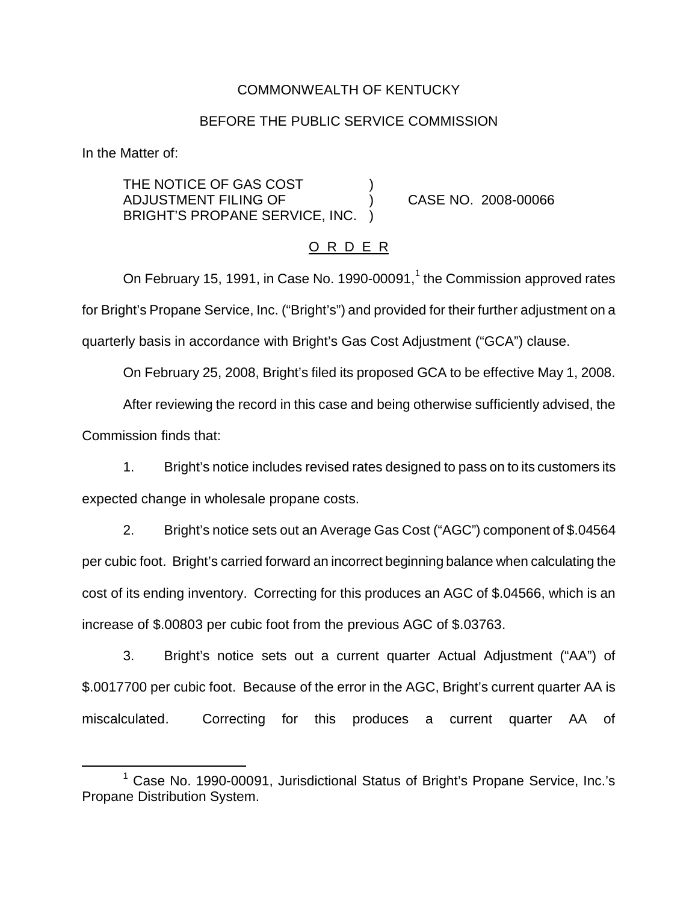COMMONWEALTH OF KENTUCKY

BEFORE THE PUBLIC SERVICE COMMISSION

In the Matter of:

THE NOTICE OF GAS COST ADJUSTMENT FILING OF BRIGHT'S PROPANE SERVICE, INC. ) CASE NO. 2008-00066

O R D E R

On February 15, 1991, in Case No. 1990-00091,[1] the Commission approved rates for Bright's Propane Service, Inc. ("Bright's") and provided for their further adjustment on a quarterly basis in accordance with Bright's Gas Cost Adjustment ("GCA") clause.

On February 25, 2008, Bright's filed its proposed GCA to be effective May 1, 2008.

After reviewing the record in this case and being otherwise sufficiently advised, the Commission finds that:

1. Bright's notice includes revised rates designed to pass on to its customers its expected change in wholesale propane costs.

2. Bright's notice sets out an Average Gas Cost ("AGC") component of $.04564 per cubic foot. Bright's carried forward an incorrect beginning balance when calculating the cost of its ending inventory. Correcting for this produces an AGC of $.04566, which is an increase of $.00803 per cubic foot from the previous AGC of $.03763.

3. Bright's notice sets out a current quarter Actual Adjustment ("AA") of $.0017700 per cubic foot. Because of the error in the AGC, Bright's current quarter AA is miscalculated. Correcting for this produces a current quarter AA of

[1] Case No. 1990-00091, Jurisdictional Status of Bright's Propane Service, Inc.'s Propane Distribution System.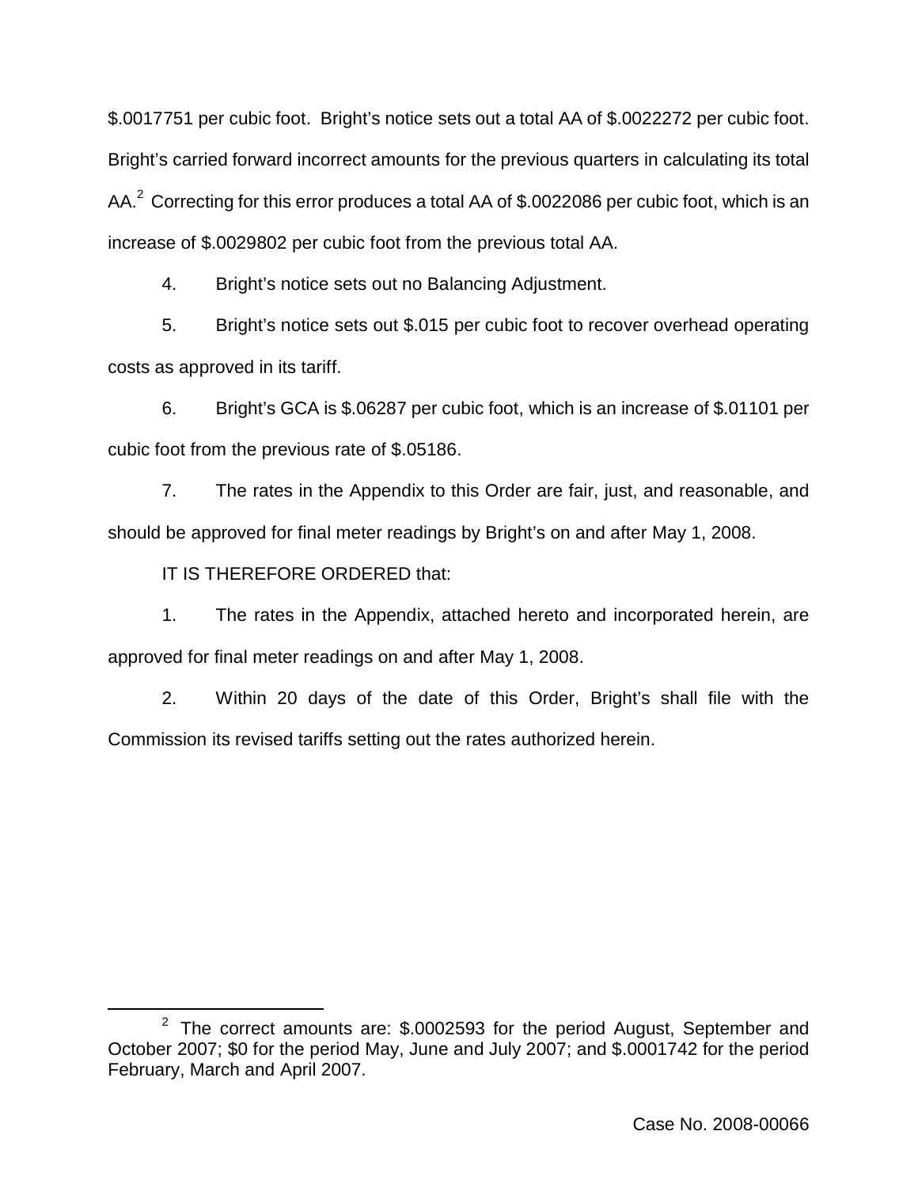$.0017751 per cubic foot. Bright's notice sets out a total AA of $.0022272 per cubic foot. Bright's carried forward incorrect amounts for the previous quarters in calculating its total AA.[2] Correcting for this error produces a total AA of $.0022086 per cubic foot, which is an increase of $.0029802 per cubic foot from the previous total AA.

4. Bright's notice sets out no Balancing Adjustment.

5. Bright's notice sets out $.015 per cubic foot to recover overhead operating costs as approved in its tariff.

6. Bright's GCA is $.06287 per cubic foot, which is an increase of $.01101 per cubic foot from the previous rate of $.05186.

7. The rates in the Appendix to this Order are fair, just, and reasonable, and should be approved for final meter readings by Bright's on and after May 1, 2008.

IT IS THEREFORE ORDERED that:

1. The rates in the Appendix, attached hereto and incorporated herein, are approved for final meter readings on and after May 1, 2008.

2. Within 20 days of the date of this Order, Bright's shall file with the Commission its revised tariffs setting out the rates authorized herein.

[2] The correct amounts are: $.0002593 for the period August, September and October 2007; $0 for the period May, June and July 2007; and $.0001742 for the period February, March and April 2007.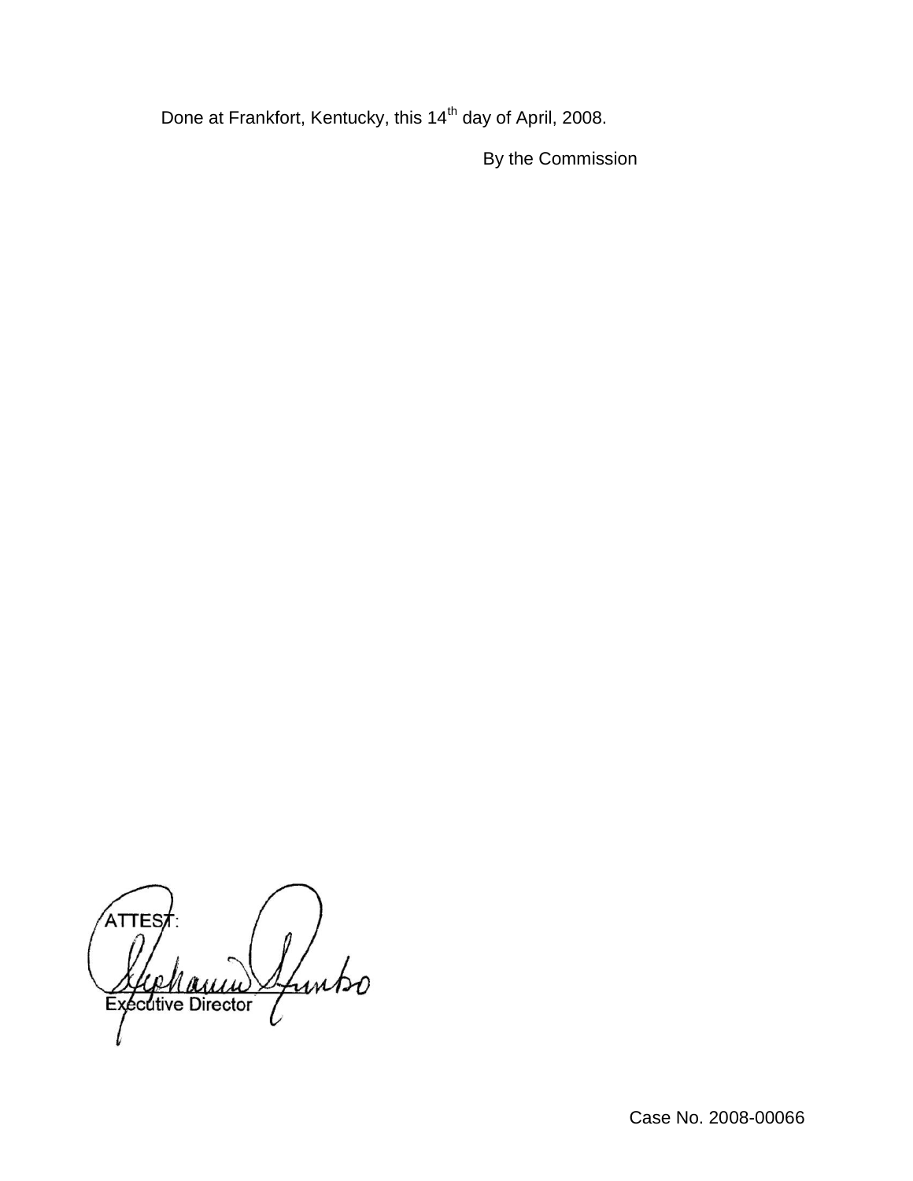Done at Frankfort, Kentucky, this 14th day of April, 2008.

By the Commission

ATTEST:

Executive Director

Case No. 2008-00066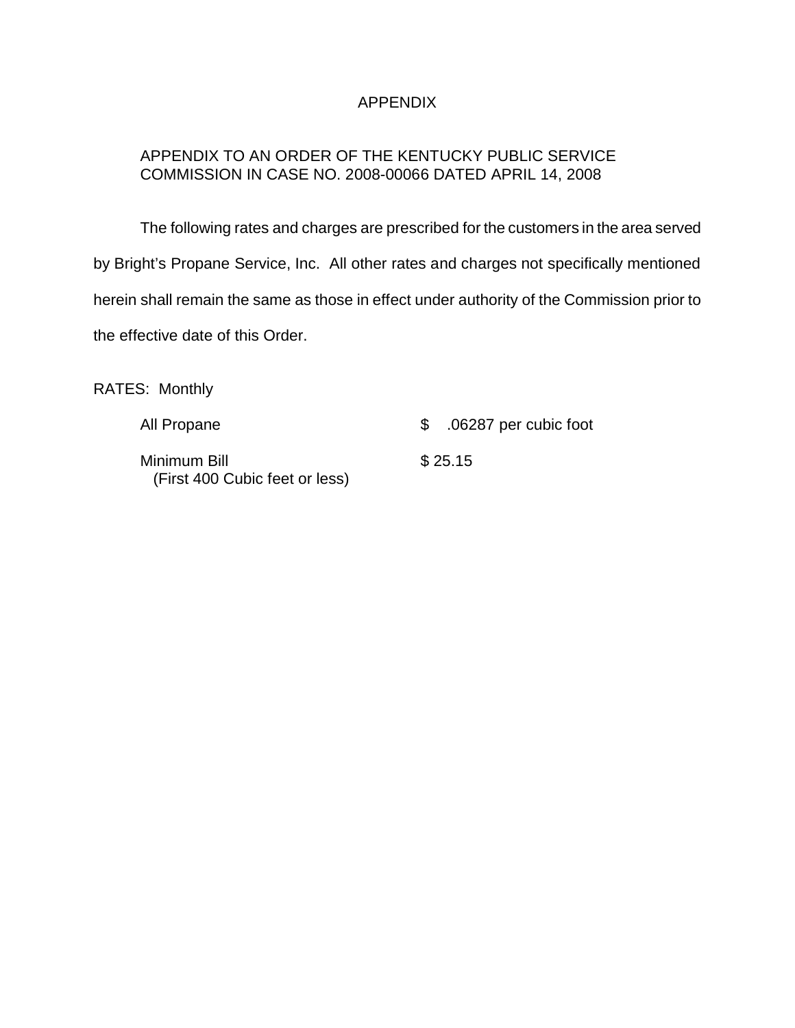# APPENDIX

APPENDIX TO AN ORDER OF THE KENTUCKY PUBLIC SERVICE COMMISSION IN CASE NO. 2008-00066 DATED APRIL 14, 2008

The following rates and charges are prescribed for the customers in the area served by Bright's Propane Service, Inc. All other rates and charges not specifically mentioned herein shall remain the same as those in effect under authority of the Commission prior to the effective date of this Order.

RATES: Monthly

| | |
|---|---|
| All Propane | $ .06287 per cubic foot |
| Minimum Bill<br>(First 400 Cubic feet or less) | $ 25.15 |